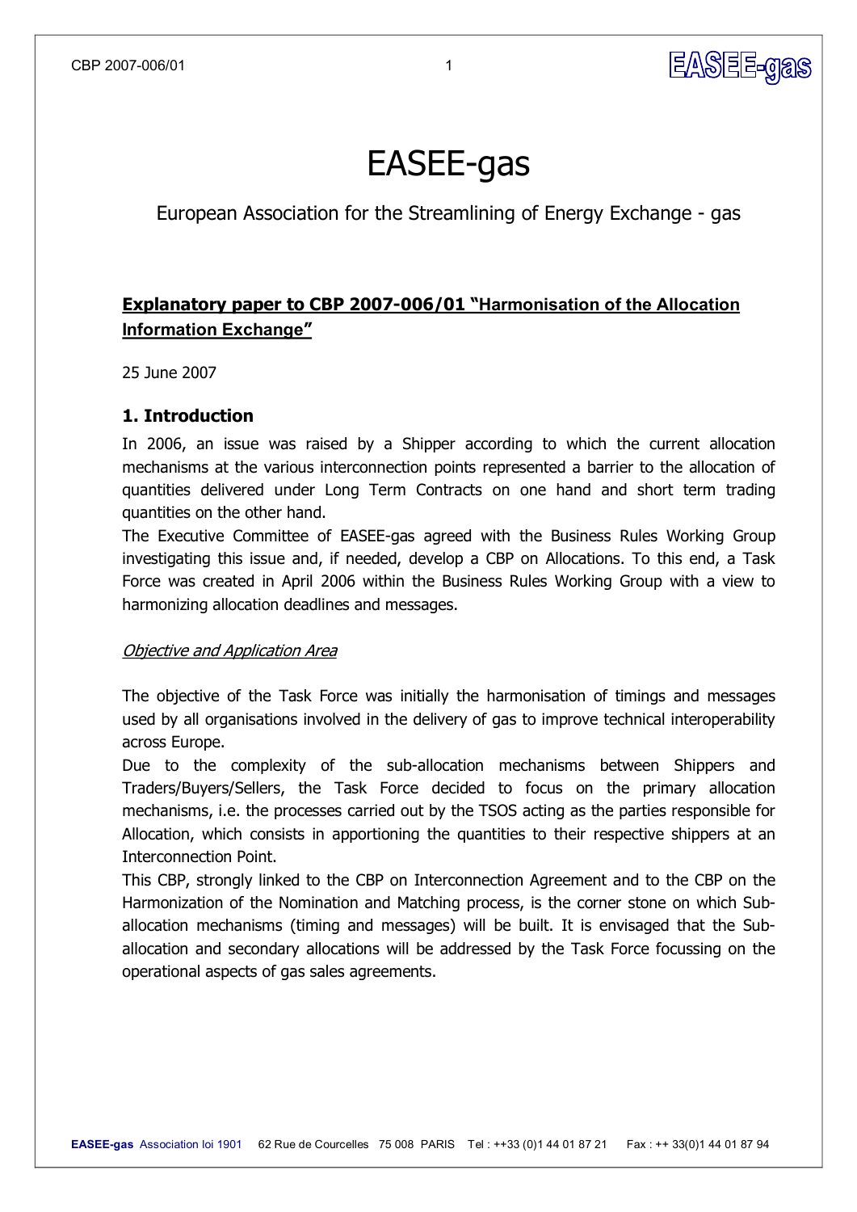# EASEE-gas

European Association for the Streamlining of Energy Exchange - gas

## **Explanatory paper to CBP 2007-006/01 "Harmonisation of the Allocation Information Exchange"**

25 June 2007

### 1. Introduction

In 2006, an issue was raised by a Shipper according to which the current allocation mechanisms at the various interconnection points represented a barrier to the allocation of quantities delivered under Long Term Contracts on one hand and short term trading quantities on the other hand.

The Executive Committee of EASEE-gas agreed with the Business Rules Working Group investigating this issue and, if needed, develop a CBP on Allocations. To this end, a Task Force was created in April 2006 within the Business Rules Working Group with a view to harmonizing allocation deadlines and messages.

*Objective and Application Area*

The objective of the Task Force was initially the harmonisation of timings and messages used by all organisations involved in the delivery of gas to improve technical interoperability across Europe.

Due to the complexity of the sub-allocation mechanisms between Shippers and Traders/Buyers/Sellers, the Task Force decided to focus on the primary allocation mechanisms, i.e. the processes carried out by the TSOS acting as the parties responsible for Allocation, which consists in apportioning the quantities to their respective shippers at an Interconnection Point.

This CBP, strongly linked to the CBP on Interconnection Agreement and to the CBP on the Harmonization of the Nomination and Matching process, is the corner stone on which Sub-allocation mechanisms (timing and messages) will be built. It is envisaged that the Sub-allocation and secondary allocations will be addressed by the Task Force focussing on the operational aspects of gas sales agreements.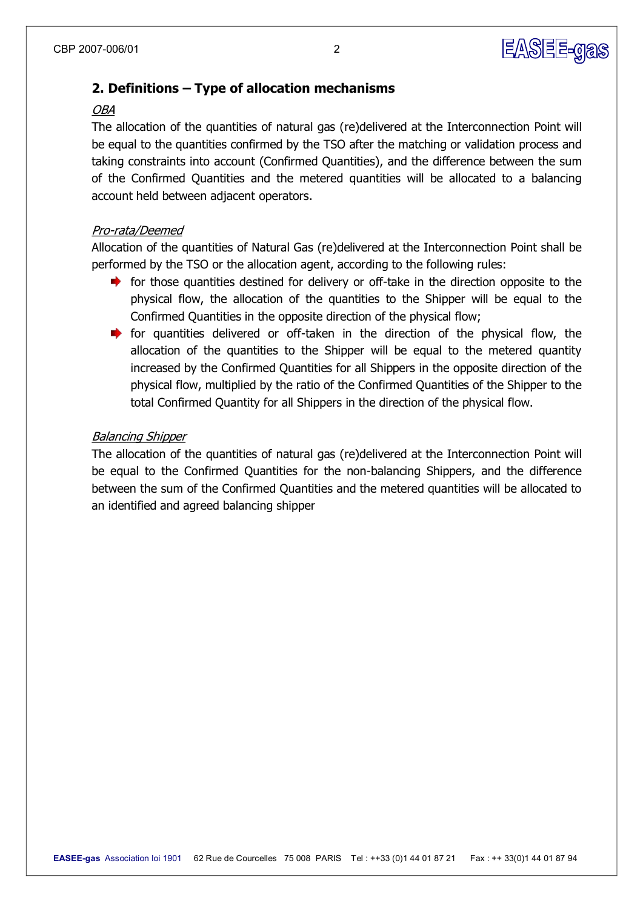## 2. Definitions – Type of allocation mechanisms

*OBA*

The allocation of the quantities of natural gas (re)delivered at the Interconnection Point will be equal to the quantities confirmed by the TSO after the matching or validation process and taking constraints into account (Confirmed Quantities), and the difference between the sum of the Confirmed Quantities and the metered quantities will be allocated to a balancing account held between adjacent operators.

*Pro-rata/Deemed*

Allocation of the quantities of Natural Gas (re)delivered at the Interconnection Point shall be performed by the TSO or the allocation agent, according to the following rules:

- for those quantities destined for delivery or off-take in the direction opposite to the physical flow, the allocation of the quantities to the Shipper will be equal to the Confirmed Quantities in the opposite direction of the physical flow;
- for quantities delivered or off-taken in the direction of the physical flow, the allocation of the quantities to the Shipper will be equal to the metered quantity increased by the Confirmed Quantities for all Shippers in the opposite direction of the physical flow, multiplied by the ratio of the Confirmed Quantities of the Shipper to the total Confirmed Quantity for all Shippers in the direction of the physical flow.

*Balancing Shipper*

The allocation of the quantities of natural gas (re)delivered at the Interconnection Point will be equal to the Confirmed Quantities for the non-balancing Shippers, and the difference between the sum of the Confirmed Quantities and the metered quantities will be allocated to an identified and agreed balancing shipper